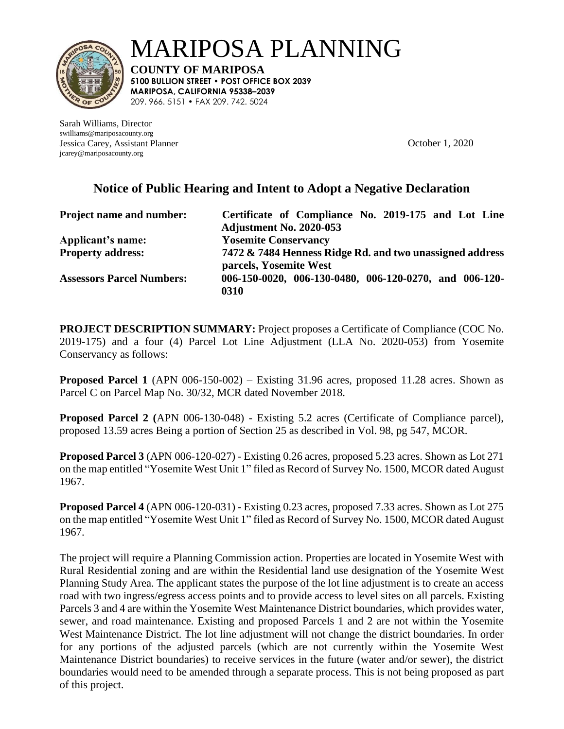# MARIPOSA PLANNING

**COUNTY OF MARIPOSA**
**5100 BULLION STREET • POST OFFICE BOX 2039**
**MARIPOSA, CALIFORNIA 95338–2039**
209. 966. 5151 • FAX 209. 742. 5024

Sarah Williams, Director
swilliams@mariposacounty.org
Jessica Carey, Assistant Planner
jcarey@mariposacounty.org

October 1, 2020

## Notice of Public Hearing and Intent to Adopt a Negative Declaration

| | |
|---|---|
| **Project name and number:** | **Certificate of Compliance No. 2019-175 and Lot Line Adjustment No. 2020-053** |
| **Applicant's name:** | **Yosemite Conservancy** |
| **Property address:** | **7472 & 7484 Henness Ridge Rd. and two unassigned address parcels, Yosemite West** |
| **Assessors Parcel Numbers:** | **006-150-0020, 006-130-0480, 006-120-0270, and 006-120-0310** |

**PROJECT DESCRIPTION SUMMARY:** Project proposes a Certificate of Compliance (COC No. 2019-175) and a four (4) Parcel Lot Line Adjustment (LLA No. 2020-053) from Yosemite Conservancy as follows:

**Proposed Parcel 1** (APN 006-150-002) – Existing 31.96 acres, proposed 11.28 acres. Shown as Parcel C on Parcel Map No. 30/32, MCR dated November 2018.

**Proposed Parcel 2 (**APN 006-130-048) - Existing 5.2 acres (Certificate of Compliance parcel), proposed 13.59 acres Being a portion of Section 25 as described in Vol. 98, pg 547, MCOR.

**Proposed Parcel 3** (APN 006-120-027) - Existing 0.26 acres, proposed 5.23 acres. Shown as Lot 271 on the map entitled "Yosemite West Unit 1" filed as Record of Survey No. 1500, MCOR dated August 1967.

**Proposed Parcel 4** (APN 006-120-031) - Existing 0.23 acres, proposed 7.33 acres. Shown as Lot 275 on the map entitled "Yosemite West Unit 1" filed as Record of Survey No. 1500, MCOR dated August 1967.

The project will require a Planning Commission action. Properties are located in Yosemite West with Rural Residential zoning and are within the Residential land use designation of the Yosemite West Planning Study Area. The applicant states the purpose of the lot line adjustment is to create an access road with two ingress/egress access points and to provide access to level sites on all parcels. Existing Parcels 3 and 4 are within the Yosemite West Maintenance District boundaries, which provides water, sewer, and road maintenance. Existing and proposed Parcels 1 and 2 are not within the Yosemite West Maintenance District. The lot line adjustment will not change the district boundaries. In order for any portions of the adjusted parcels (which are not currently within the Yosemite West Maintenance District boundaries) to receive services in the future (water and/or sewer), the district boundaries would need to be amended through a separate process. This is not being proposed as part of this project.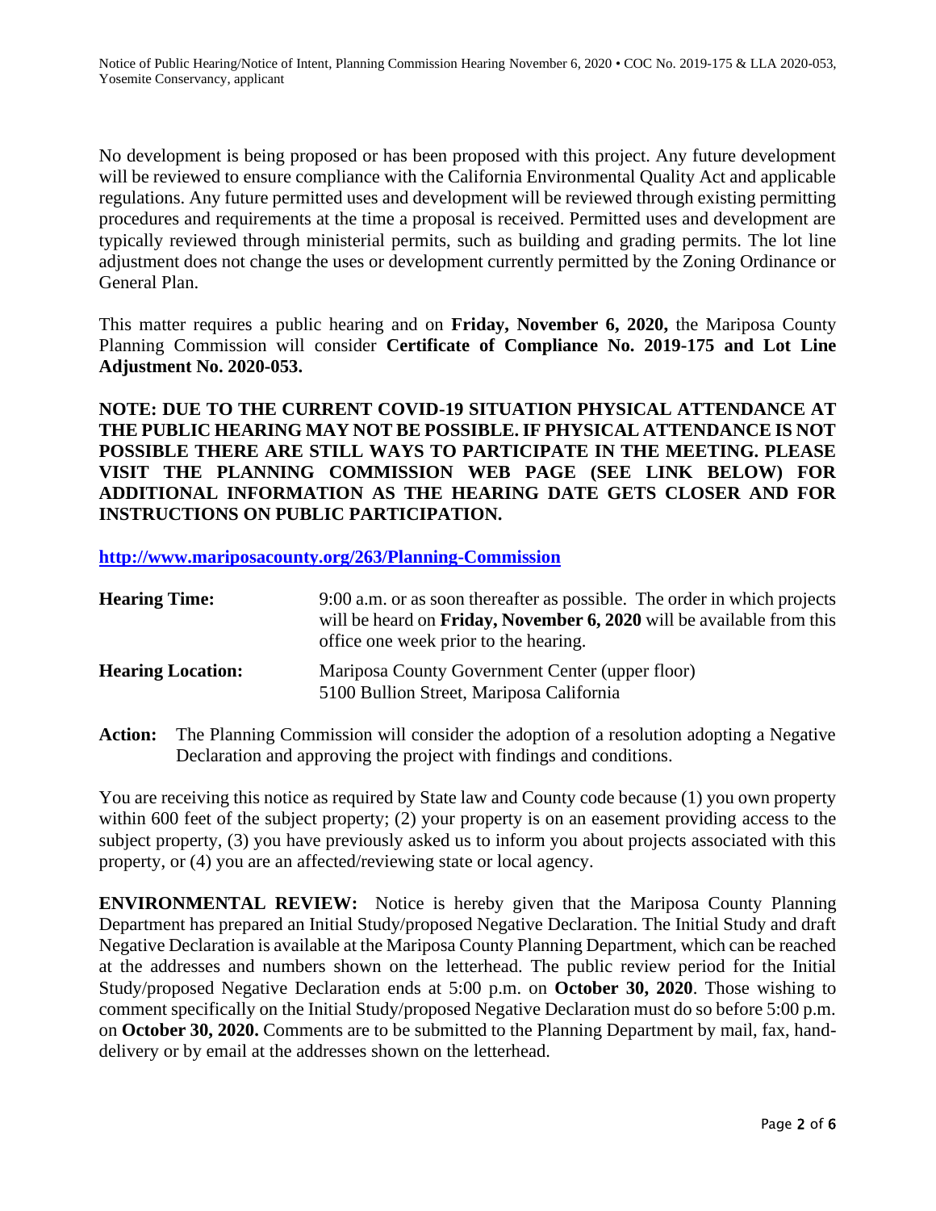No development is being proposed or has been proposed with this project. Any future development will be reviewed to ensure compliance with the California Environmental Quality Act and applicable regulations. Any future permitted uses and development will be reviewed through existing permitting procedures and requirements at the time a proposal is received. Permitted uses and development are typically reviewed through ministerial permits, such as building and grading permits. The lot line adjustment does not change the uses or development currently permitted by the Zoning Ordinance or General Plan.

This matter requires a public hearing and on **Friday, November 6, 2020,** the Mariposa County Planning Commission will consider **Certificate of Compliance No. 2019-175 and Lot Line Adjustment No. 2020-053.**

**NOTE: DUE TO THE CURRENT COVID-19 SITUATION PHYSICAL ATTENDANCE AT THE PUBLIC HEARING MAY NOT BE POSSIBLE. IF PHYSICAL ATTENDANCE IS NOT POSSIBLE THERE ARE STILL WAYS TO PARTICIPATE IN THE MEETING. PLEASE VISIT THE PLANNING COMMISSION WEB PAGE (SEE LINK BELOW) FOR ADDITIONAL INFORMATION AS THE HEARING DATE GETS CLOSER AND FOR INSTRUCTIONS ON PUBLIC PARTICIPATION.**

**http://www.mariposacounty.org/263/Planning-Commission**

**Hearing Time:** 9:00 a.m. or as soon thereafter as possible. The order in which projects will be heard on **Friday, November 6, 2020** will be available from this office one week prior to the hearing.

**Hearing Location:** Mariposa County Government Center (upper floor)
5100 Bullion Street, Mariposa California

**Action:** The Planning Commission will consider the adoption of a resolution adopting a Negative Declaration and approving the project with findings and conditions.

You are receiving this notice as required by State law and County code because (1) you own property within 600 feet of the subject property; (2) your property is on an easement providing access to the subject property, (3) you have previously asked us to inform you about projects associated with this property, or (4) you are an affected/reviewing state or local agency.

**ENVIRONMENTAL REVIEW:** Notice is hereby given that the Mariposa County Planning Department has prepared an Initial Study/proposed Negative Declaration. The Initial Study and draft Negative Declaration is available at the Mariposa County Planning Department, which can be reached at the addresses and numbers shown on the letterhead. The public review period for the Initial Study/proposed Negative Declaration ends at 5:00 p.m. on **October 30, 2020**. Those wishing to comment specifically on the Initial Study/proposed Negative Declaration must do so before 5:00 p.m. on **October 30, 2020.** Comments are to be submitted to the Planning Department by mail, fax, hand-delivery or by email at the addresses shown on the letterhead.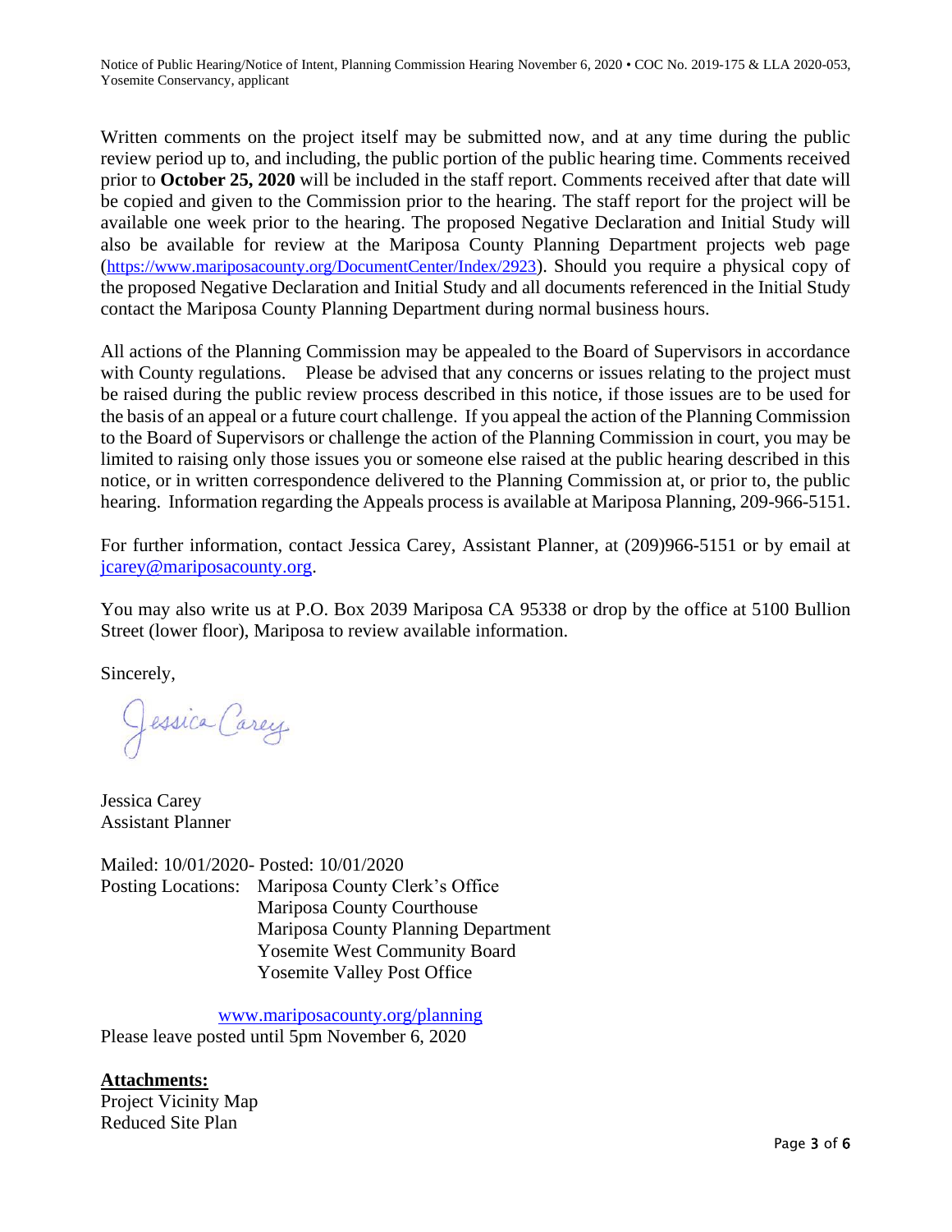Written comments on the project itself may be submitted now, and at any time during the public review period up to, and including, the public portion of the public hearing time. Comments received prior to **October 25, 2020** will be included in the staff report. Comments received after that date will be copied and given to the Commission prior to the hearing. The staff report for the project will be available one week prior to the hearing. The proposed Negative Declaration and Initial Study will also be available for review at the Mariposa County Planning Department projects web page (https://www.mariposacounty.org/DocumentCenter/Index/2923). Should you require a physical copy of the proposed Negative Declaration and Initial Study and all documents referenced in the Initial Study contact the Mariposa County Planning Department during normal business hours.

All actions of the Planning Commission may be appealed to the Board of Supervisors in accordance with County regulations. Please be advised that any concerns or issues relating to the project must be raised during the public review process described in this notice, if those issues are to be used for the basis of an appeal or a future court challenge. If you appeal the action of the Planning Commission to the Board of Supervisors or challenge the action of the Planning Commission in court, you may be limited to raising only those issues you or someone else raised at the public hearing described in this notice, or in written correspondence delivered to the Planning Commission at, or prior to, the public hearing. Information regarding the Appeals process is available at Mariposa Planning, 209-966-5151.

For further information, contact Jessica Carey, Assistant Planner, at (209)966-5151 or by email at jcarey@mariposacounty.org.

You may also write us at P.O. Box 2039 Mariposa CA 95338 or drop by the office at 5100 Bullion Street (lower floor), Mariposa to review available information.

Sincerely,

Jessica Carey

Jessica Carey
Assistant Planner

Mailed: 10/01/2020- Posted: 10/01/2020
Posting Locations: Mariposa County Clerk's Office
Mariposa County Courthouse
Mariposa County Planning Department
Yosemite West Community Board
Yosemite Valley Post Office

www.mariposacounty.org/planning
Please leave posted until 5pm November 6, 2020

**Attachments:**
Project Vicinity Map
Reduced Site Plan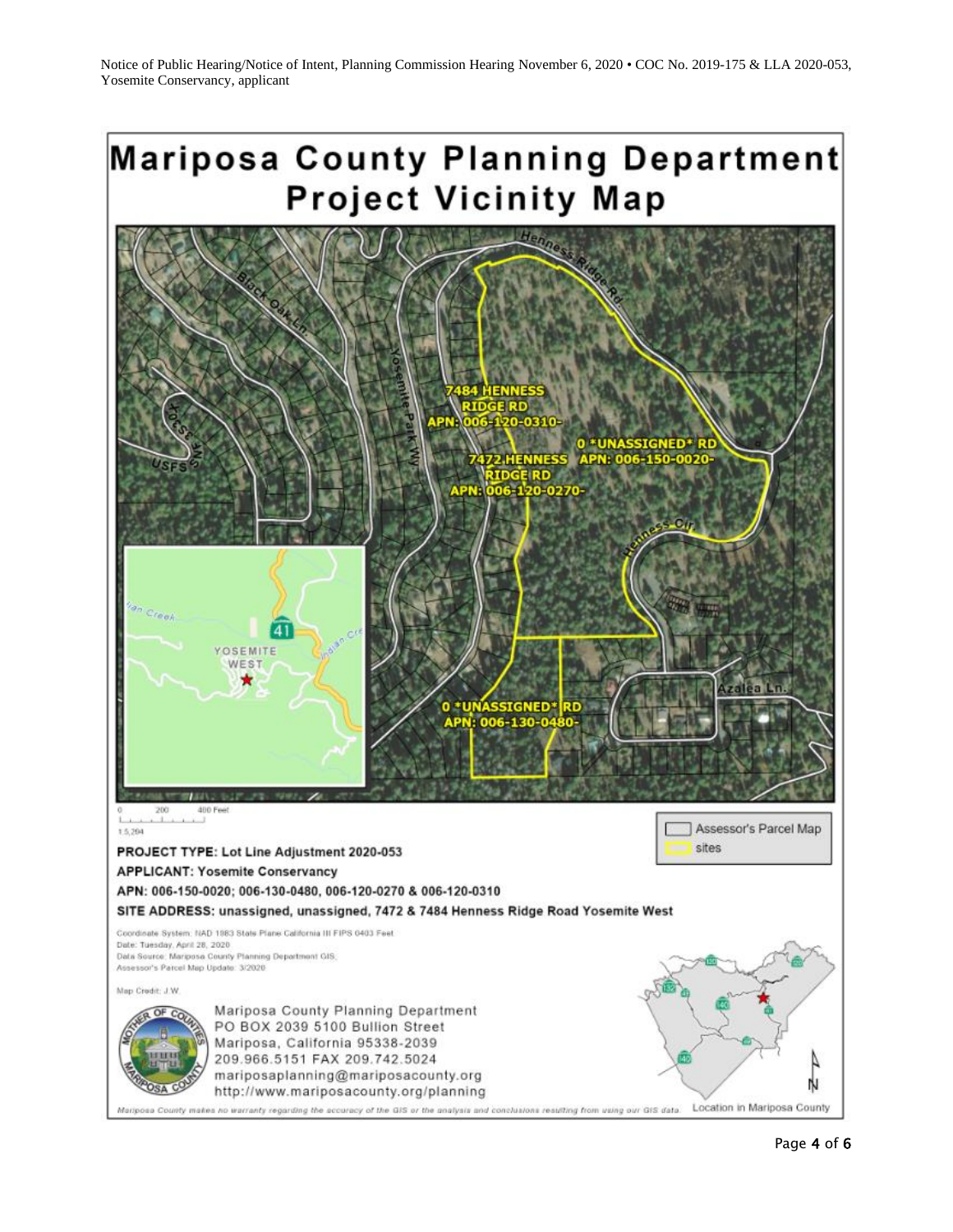Notice of Public Hearing/Notice of Intent, Planning Commission Hearing November 6, 2020 • COC No. 2019-175 & LLA 2020-053, Yosemite Conservancy, applicant

# Mariposa County Planning Department
## Project Vicinity Map

7484 HENNESS RIDGE RD
APN: 006-120-0310-

0 *UNASSIGNED* RD
APN: 006-150-0020-

7472 HENNESS RIDGE RD
APN: 006-120-0270-

0 *UNASSIGNED* RD
APN: 006-130-0480-

Henness Ridge Rd, Black Oak Ln, Yosemite Park Wy, Sun Sky Ct, USFS, Henness Cir, Azalea Ln.

YOSEMITE WEST, 41

0 200 400 Feet

1:5,204

Assessor's Parcel Map

sites

**PROJECT TYPE: Lot Line Adjustment 2020-053**

**APPLICANT: Yosemite Conservancy**

**APN: 006-150-0020; 006-130-0480, 006-120-0270 & 006-120-0310**

**SITE ADDRESS: unassigned, unassigned, 7472 & 7484 Henness Ridge Road Yosemite West**

Coordinate System: NAD 1983 State Plane California III FIPS 0403 Feet
Date: Tuesday, April 28, 2020
Data Source: Mariposa County Planning Department GIS;
Assessor's Parcel Map Update: 3/2020

Map Credit: J.W.

Mariposa County Planning Department
PO BOX 2039 5100 Bullion Street
Mariposa, California 95338-2039
209.966.5151 FAX 209.742.5024
mariposaplanning@mariposacounty.org
http://www.mariposacounty.org/planning

Location in Mariposa County

N

*Mariposa County makes no warranty regarding the accuracy of the GIS or the analysis and conclusions resulting from using our GIS data.*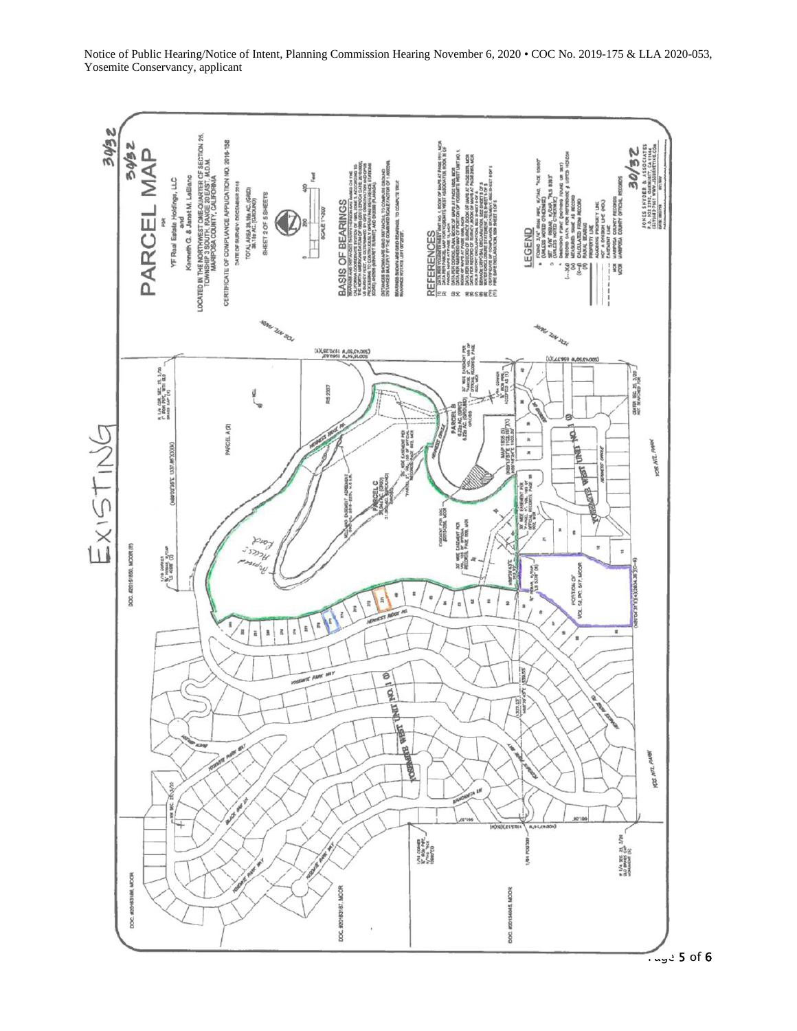Notice of Public Hearing/Notice of Intent, Planning Commission Hearing November 6, 2020 • COC No. 2019-175 & LLA 2020-053, Yosemite Conservancy, applicant

EXISTING

30/32

# PARCEL MAP

FOR

YF Real Estate Holdings, LLC

and

Kenneth G. & Janet M. LeBlanc

LOCATED IN THE NORTHWEST ONE-QUARTER OF SECTION 25, TOWNSHIP 3 SOUTH, RANGE 20 EAST, M.D.M. MARIPOSA COUNTY, CALIFORNIA

CERTIFICATE OF COMPLIANCE APPLICATION NO. 2016-158

DATE OF SURVEY: DECEMBER 2016

TOTAL AREA 38.18± AC. (GRID)
38.18± AC. (GROUND)

SHEET 2 OF 5 SHEETS

SCALE 1"=200'

## BASIS OF BEARINGS

## REFERENCES

## LEGEND

JONES SNYDER & ASSOCIATES

PARCEL A (2)

PARCEL B

PARCEL C

PORTION OF VOL. 12, PG. 547, MCOR

YOSEMITE WEST UNIT NO. 1

YOSEMITE WEST UNIT NO. 2

YOSEMITE PARK WAY

HENNESS RIDGE RD.

HENNESS CIRCLE

YOS. NTL. PARK

DOC. #2015/1850, MCOR

DOC. #2015/3186, MCOR

DOC. #2015/3187, MCOR

DOC. #2015/4645, MCOR

Proposed Land Acquisition

Dormant Tract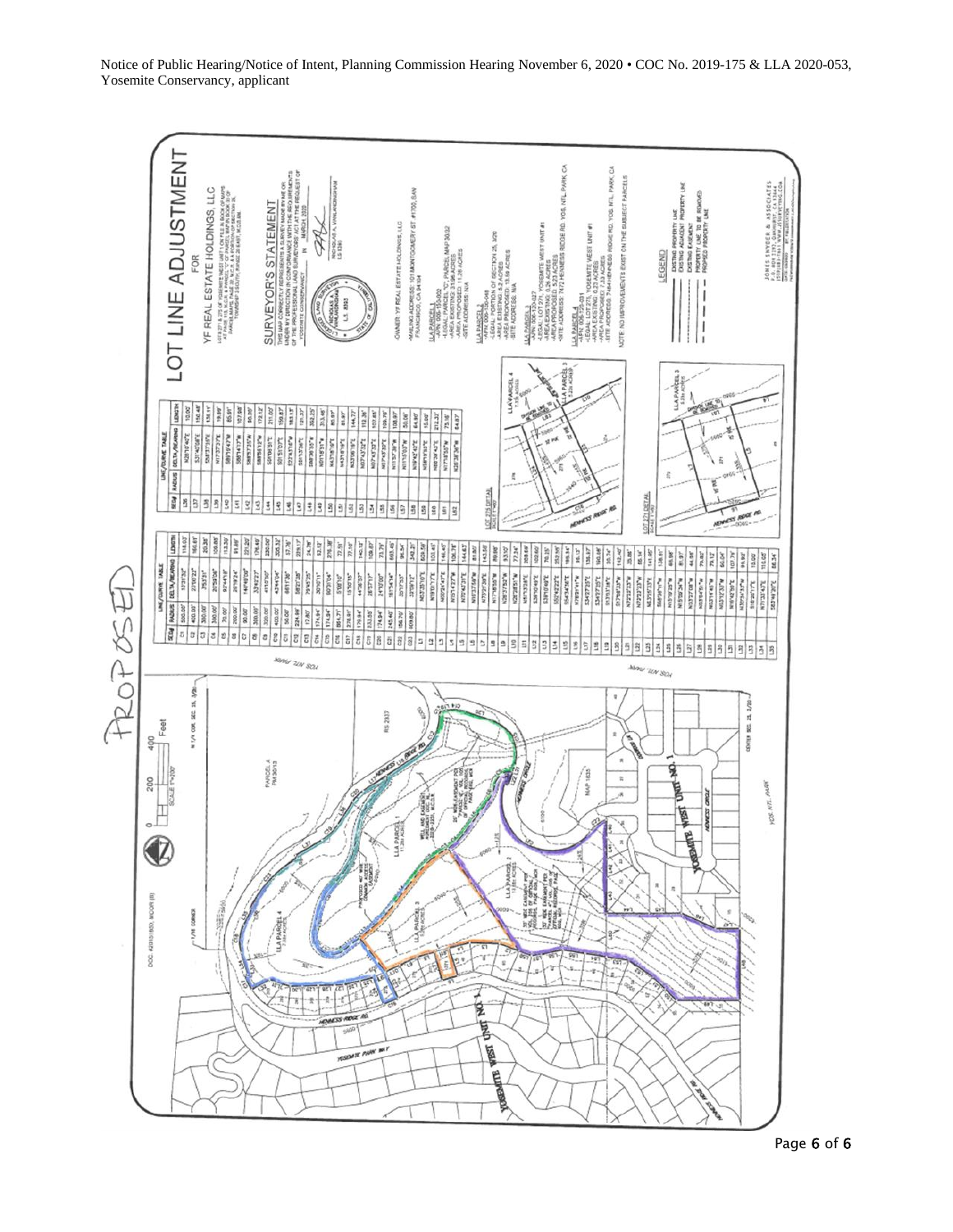PROPOSED

# LOT LINE ADJUSTMENT

FOR

## YF REAL ESTATE HOLDINGS, LLC

SCALE 1"=200'

0 200 400 Feet

### SURVEYOR'S STATEMENT

THIS MAP CORRECTLY REPRESENTS A SURVEY MADE BY ME OR UNDER MY DIRECTION IN CONFORMANCE WITH THE REQUIREMENTS OF THE PROFESSIONAL LAND SURVEYORS' ACT AT THE REQUEST OF YOSEMITE CONSERVANCY IN MARCH 2020

OWNER: YF REAL ESTATE HOLDINGS, LLC

MAILING ADDRESS: 101 MONTGOMERY ST #1700, SAN FRANCISCO, CA 94104

LLA PARCEL 1

LLA PARCEL 2

LLA PARCEL 3

LLA PARCEL 4

NOTE: NO IMPROVEMENTS EXIST ON THE SUBJECT PARCELS.

LINE/CURVE TABLE

LOT 271 DETAIL

LOT 273 DETAIL

YOSEMITE WEST UNIT NO. 1

### LEGEND

- EXISTING PROPERTY LINE
- EXISTING ADJACENT PROPERTY LINE
- EXISTING EASEMENT
- PROPERTY LINE TO BE REMOVED
- PROPOSED PROPERTY LINE

JONES SNYDER & ASSOCIATES